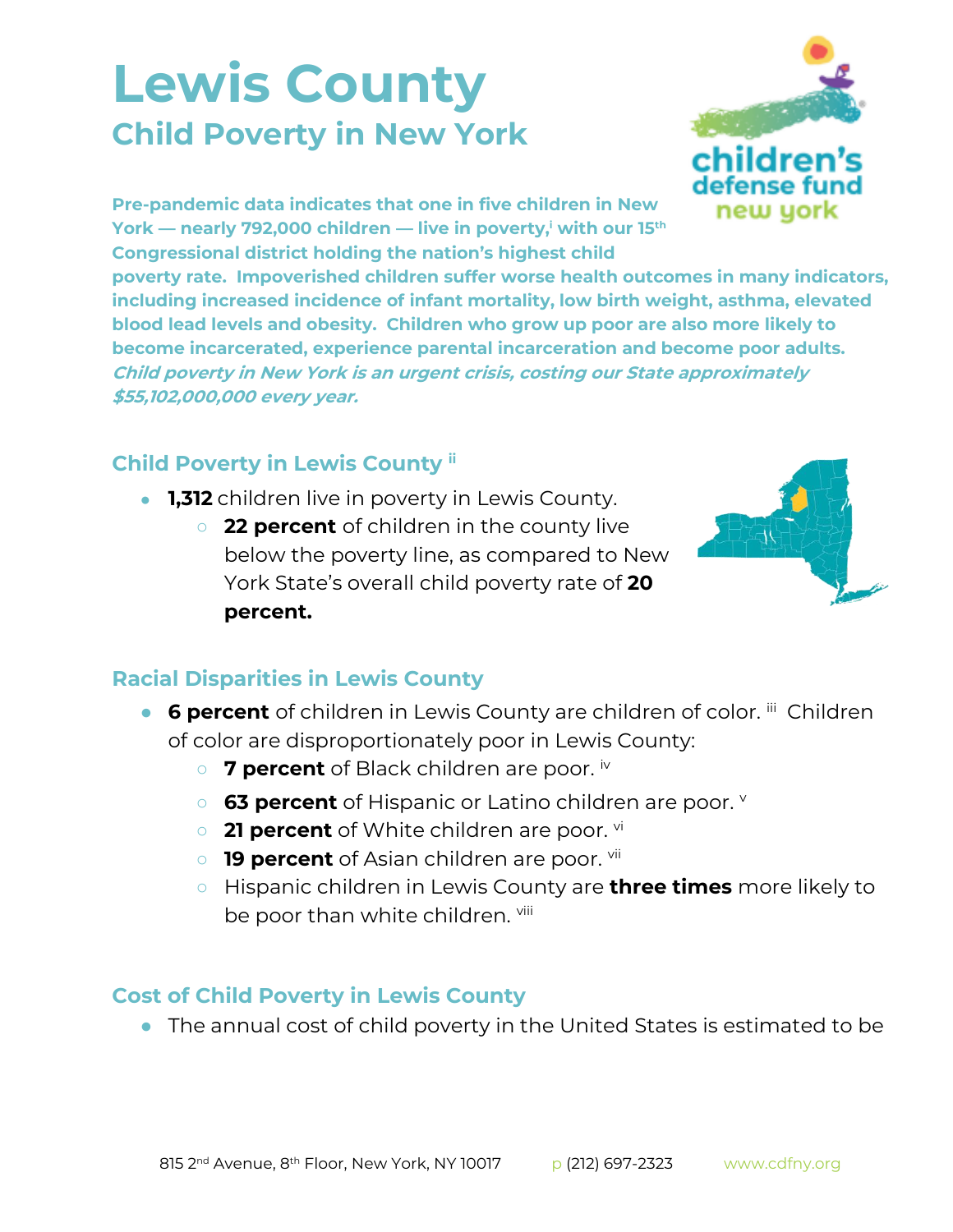# Lewis County

## Child Poverty in New York

**Pre-pandemic data indicates that one in five children in New York — nearly 792,000 children — live in poverty,[i] with our 15th Congressional district holding the nation's highest child poverty rate. Impoverished children suffer worse health outcomes in many indicators, including increased incidence of infant mortality, low birth weight, asthma, elevated blood lead levels and obesity. Children who grow up poor are also more likely to become incarcerated, experience parental incarceration and become poor adults.** ***Child poverty in New York is an urgent crisis, costing our State approximately $55,102,000,000 every year.***

### Child Poverty in Lewis County [ii]

- **1,312** children live in poverty in Lewis County.
  - **22 percent** of children in the county live below the poverty line, as compared to New York State's overall child poverty rate of **20 percent.**

### Racial Disparities in Lewis County

- **6 percent** of children in Lewis County are children of color. [iii] Children of color are disproportionately poor in Lewis County:
  - **7 percent** of Black children are poor. [iv]
  - **63 percent** of Hispanic or Latino children are poor. [v]
  - **21 percent** of White children are poor. [vi]
  - **19 percent** of Asian children are poor. [vii]
  - Hispanic children in Lewis County are **three times** more likely to be poor than white children. [viii]

### Cost of Child Poverty in Lewis County

- The annual cost of child poverty in the United States is estimated to be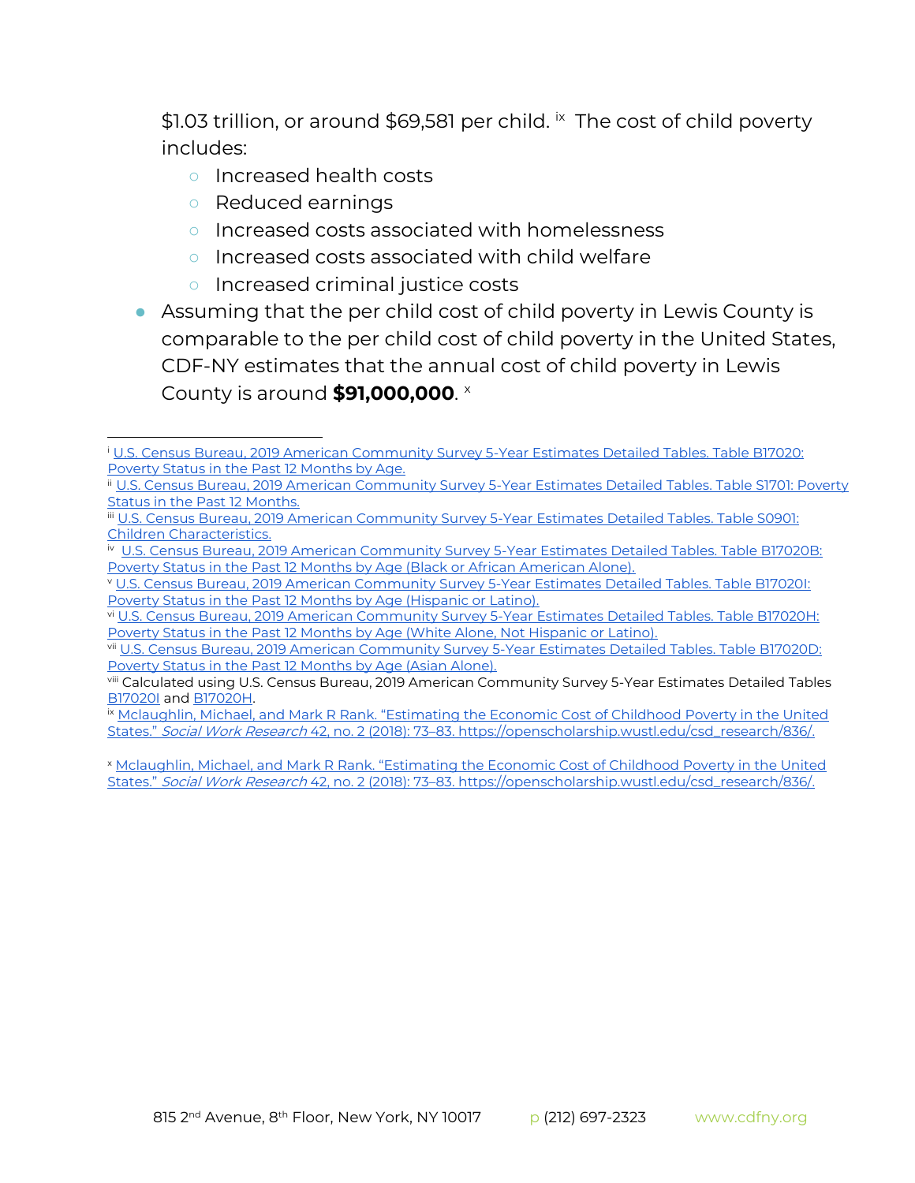$1.03 trillion, or around $69,581 per child. [ix] The cost of child poverty includes:
  - Increased health costs
  - Reduced earnings
  - Increased costs associated with homelessness
  - Increased costs associated with child welfare
  - Increased criminal justice costs
- Assuming that the per child cost of child poverty in Lewis County is comparable to the per child cost of child poverty in the United States, CDF-NY estimates that the annual cost of child poverty in Lewis County is around **$91,000,000**. [x]

---

[i] U.S. Census Bureau, 2019 American Community Survey 5-Year Estimates Detailed Tables. Table B17020: Poverty Status in the Past 12 Months by Age.

[ii] U.S. Census Bureau, 2019 American Community Survey 5-Year Estimates Detailed Tables. Table S1701: Poverty Status in the Past 12 Months.

[iii] U.S. Census Bureau, 2019 American Community Survey 5-Year Estimates Detailed Tables. Table S0901: Children Characteristics.

[iv] U.S. Census Bureau, 2019 American Community Survey 5-Year Estimates Detailed Tables. Table B17020B: Poverty Status in the Past 12 Months by Age (Black or African American Alone).

[v] U.S. Census Bureau, 2019 American Community Survey 5-Year Estimates Detailed Tables. Table B17020I: Poverty Status in the Past 12 Months by Age (Hispanic or Latino).

[vi] U.S. Census Bureau, 2019 American Community Survey 5-Year Estimates Detailed Tables. Table B17020H: Poverty Status in the Past 12 Months by Age (White Alone, Not Hispanic or Latino).

[vii] U.S. Census Bureau, 2019 American Community Survey 5-Year Estimates Detailed Tables. Table B17020D: Poverty Status in the Past 12 Months by Age (Asian Alone).

[viii] Calculated using U.S. Census Bureau, 2019 American Community Survey 5-Year Estimates Detailed Tables B17020I and B17020H.

[ix] Mclaughlin, Michael, and Mark R Rank. "Estimating the Economic Cost of Childhood Poverty in the United States." *Social Work Research* 42, no. 2 (2018): 73–83. https://openscholarship.wustl.edu/csd_research/836/.

[x] Mclaughlin, Michael, and Mark R Rank. "Estimating the Economic Cost of Childhood Poverty in the United States." *Social Work Research* 42, no. 2 (2018): 73–83. https://openscholarship.wustl.edu/csd_research/836/.

815 2nd Avenue, 8th Floor, New York, NY 10017 p (212) 697-2323 www.cdfny.org